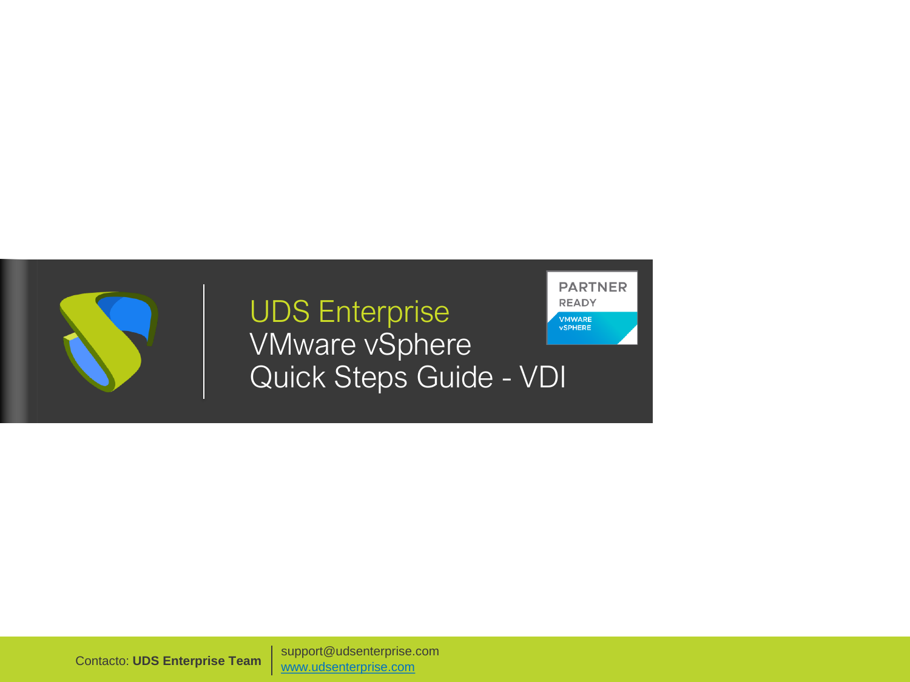# UDS Enterprise
# VMware vSphere
# Quick Steps Guide - VDI

PARTNER READY VMWARE vSPHERE

Contacto: **UDS Enterprise Team** | support@udsenterprise.com
www.udsenterprise.com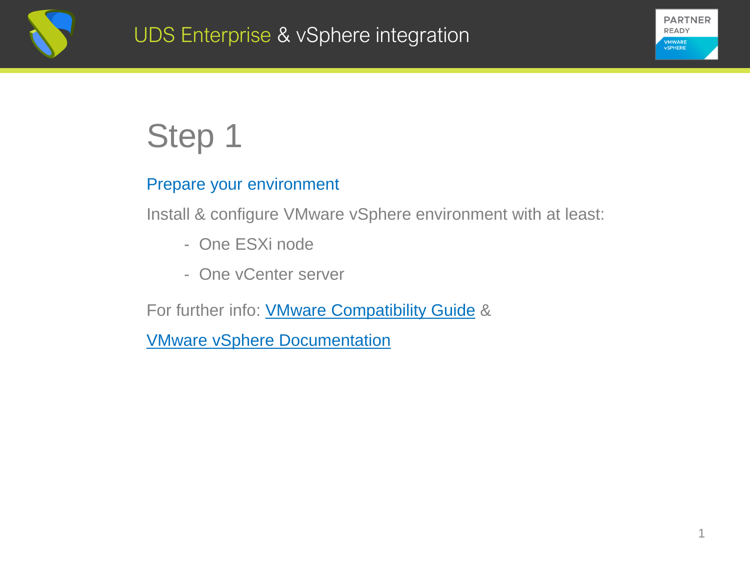# Step 1

## Prepare your environment

Install & configure VMware vSphere environment with at least:

- One ESXi node
- One vCenter server

For further info: VMware Compatibility Guide &

VMware vSphere Documentation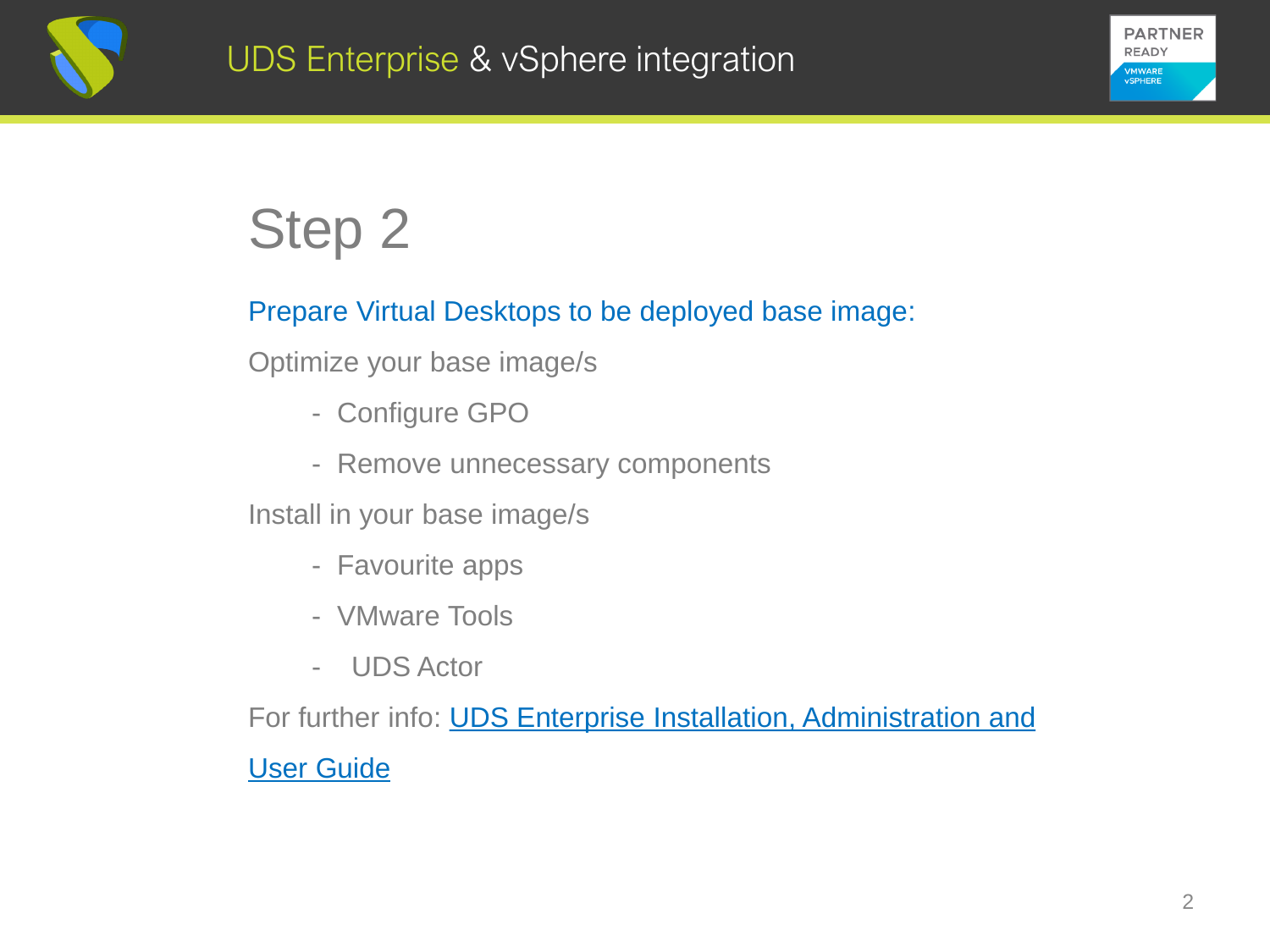# Step 2

Prepare Virtual Desktops to be deployed base image:

Optimize your base image/s

- Configure GPO
- Remove unnecessary components

Install in your base image/s

- Favourite apps
- VMware Tools
- UDS Actor

For further info: UDS Enterprise Installation, Administration and User Guide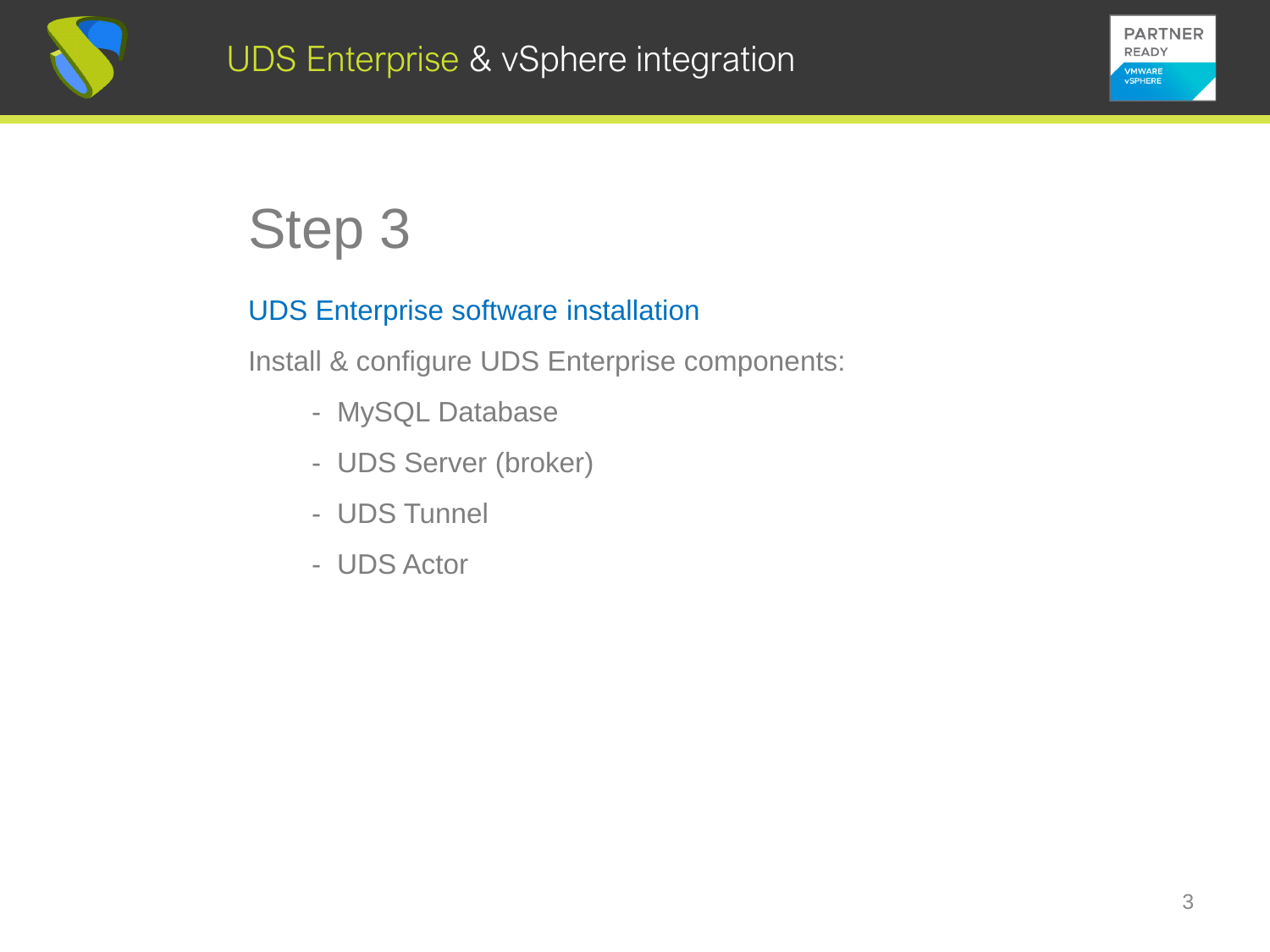# Step 3

## UDS Enterprise software installation

Install & configure UDS Enterprise components:

- MySQL Database
- UDS Server (broker)
- UDS Tunnel
- UDS Actor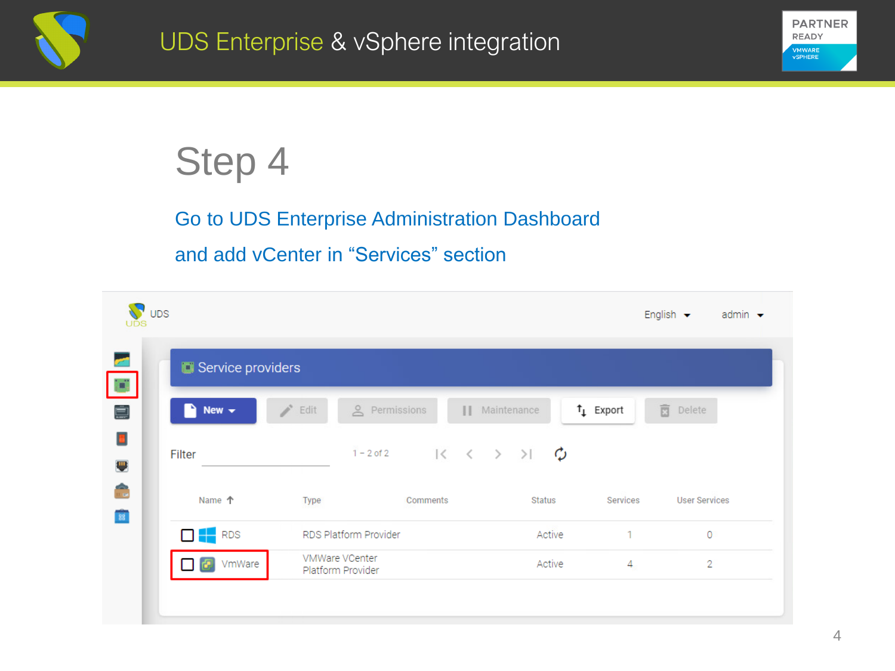# UDS Enterprise & vSphere integration

## Step 4

Go to UDS Enterprise Administration Dashboard and add vCenter in "Services" section

UDS

English admin

Service providers

New | Edit | Permissions | Maintenance | Export | Delete

Filter 1 – 2 of 2

| Name | Type | Comments | Status | Services | User Services |
|---|---|---|---|---|---|
| RDS | RDS Platform Provider | | Active | 1 | 0 |
| VmWare | VMWare VCenter Platform Provider | | Active | 4 | 2 |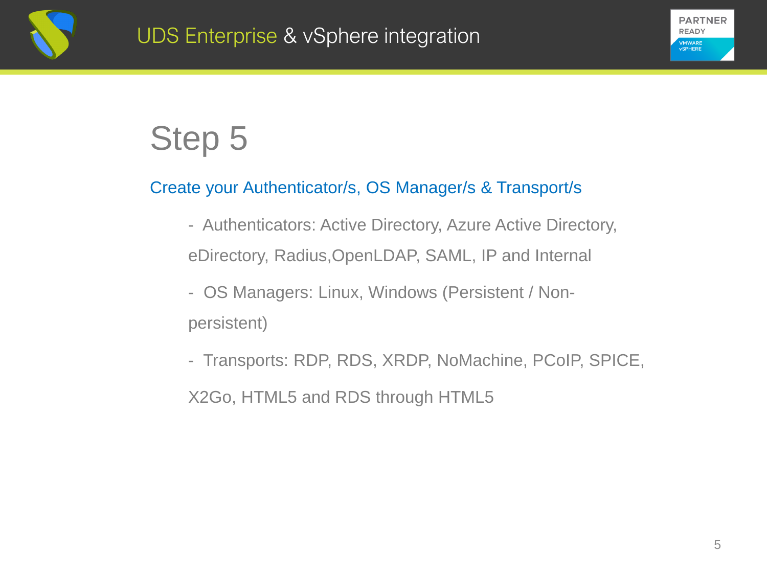# Step 5

## Create your Authenticator/s, OS Manager/s & Transport/s

- Authenticators: Active Directory, Azure Active Directory, eDirectory, Radius,OpenLDAP, SAML, IP and Internal
- OS Managers: Linux, Windows (Persistent / Non-persistent)
- Transports: RDP, RDS, XRDP, NoMachine, PCoIP, SPICE, X2Go, HTML5 and RDS through HTML5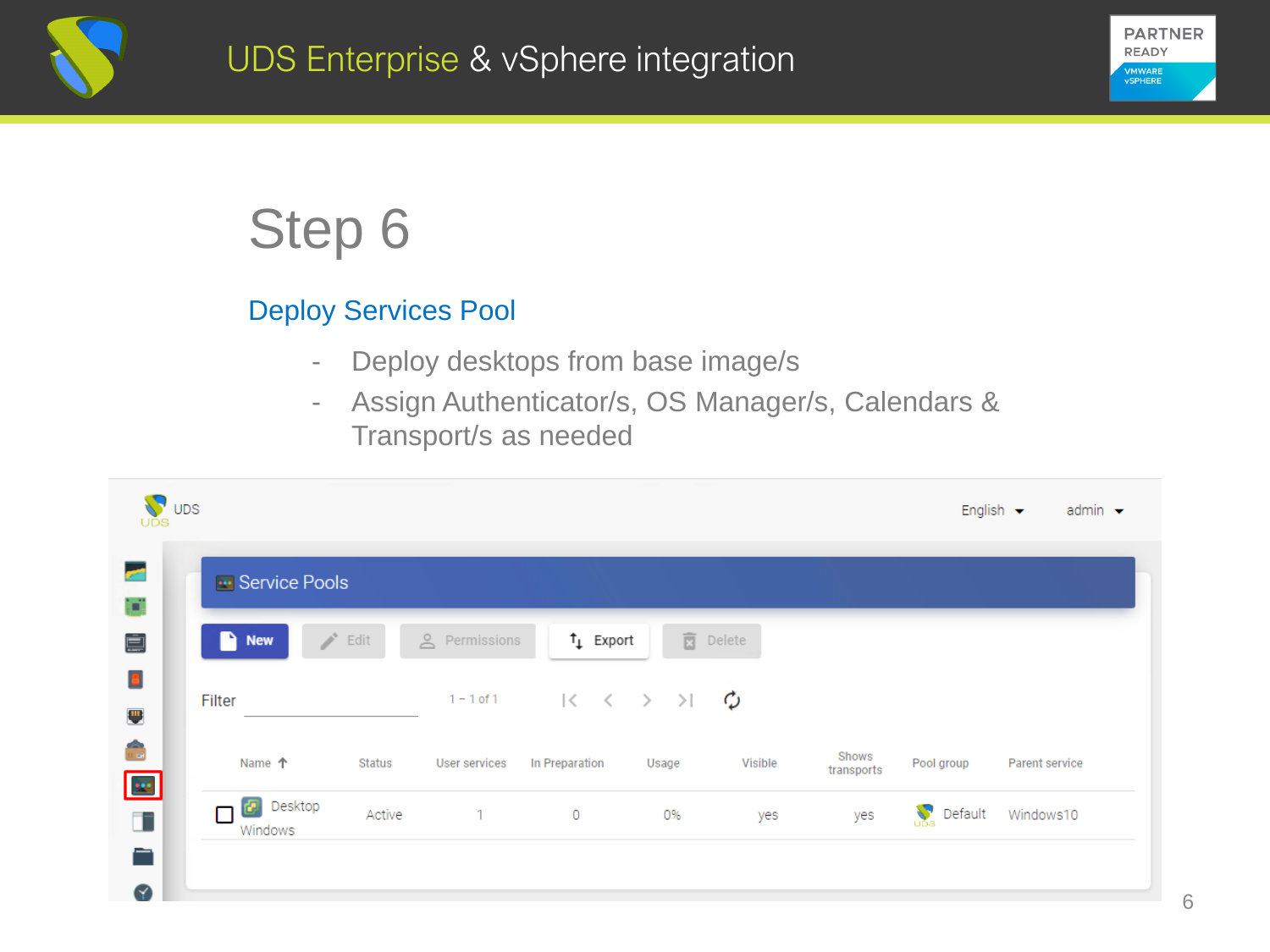# UDS Enterprise & vSphere integration

## Step 6

### Deploy Services Pool

- Deploy desktops from base image/s
- Assign Authenticator/s, OS Manager/s, Calendars & Transport/s as needed

UDS

English admin

Service Pools

New | Edit | Permissions | Export | Delete

Filter 1 – 1 of 1

| Name | Status | User services | In Preparation | Usage | Visible | Shows transports | Pool group | Parent service |
|---|---|---|---|---|---|---|---|---|
| Desktop Windows | Active | 1 | 0 | 0% | yes | yes | Default | Windows10 |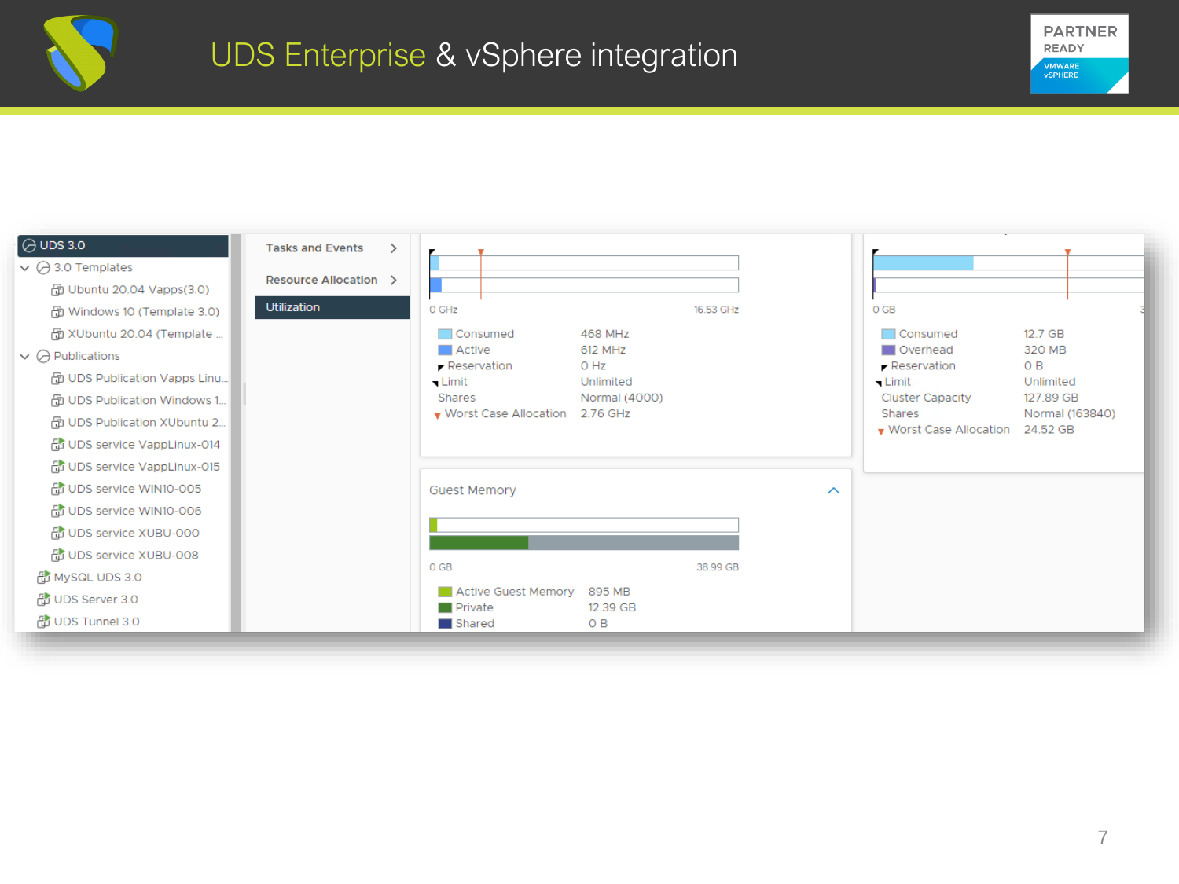# UDS Enterprise & vSphere integration

- UDS 3.0
  - 3.0 Templates
    - Ubuntu 20.04 Vapps(3.0)
    - Windows 10 (Template 3.0)
    - XUbuntu 20.04 (Template ...
  - Publications
    - UDS Publication Vapps Linu...
    - UDS Publication Windows 1...
    - UDS Publication XUbuntu 2...
    - UDS service VappLinux-014
    - UDS service VappLinux-015
    - UDS service WIN10-005
    - UDS service WIN10-006
    - UDS service XUBU-000
    - UDS service XUBU-008
  - MySQL UDS 3.0
  - UDS Server 3.0
  - UDS Tunnel 3.0

Tasks and Events

Resource Allocation

Utilization

0 GHz — 16.53 GHz

| | |
|---|---|
| Consumed | 468 MHz |
| Active | 612 MHz |
| Reservation | 0 Hz |
| Limit | Unlimited |
| Shares | Normal (4000) |
| Worst Case Allocation | 2.76 GHz |

0 GB

| | |
|---|---|
| Consumed | 12.7 GB |
| Overhead | 320 MB |
| Reservation | 0 B |
| Limit | Unlimited |
| Cluster Capacity | 127.89 GB |
| Shares | Normal (163840) |
| Worst Case Allocation | 24.52 GB |

Guest Memory

0 GB — 38.99 GB

| | |
|---|---|
| Active Guest Memory | 895 MB |
| Private | 12.39 GB |
| Shared | 0 B |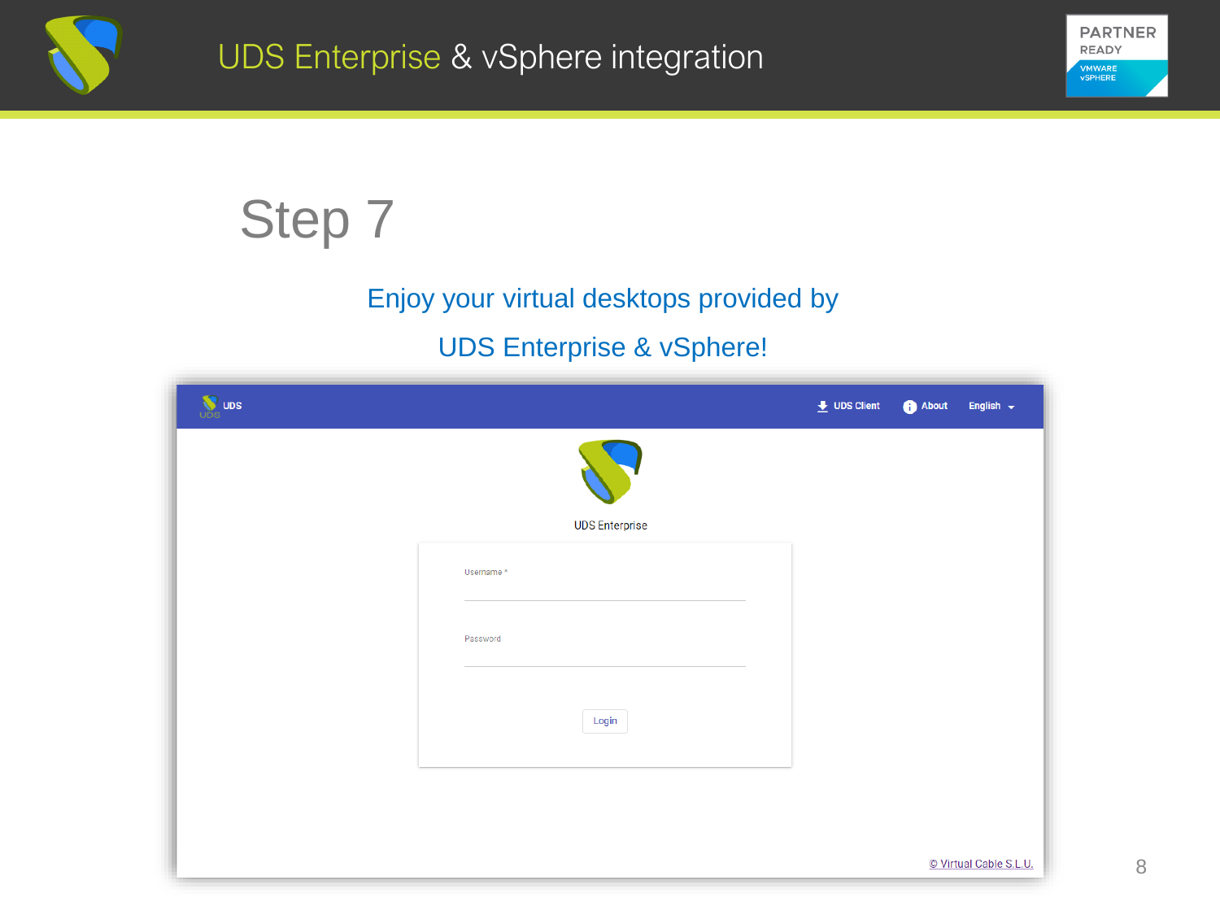# Step 7

Enjoy your virtual desktops provided by

UDS Enterprise & vSphere!

UDS | UDS Client | About | English

UDS Enterprise

Username *

Password

Login

© Virtual Cable S.L.U.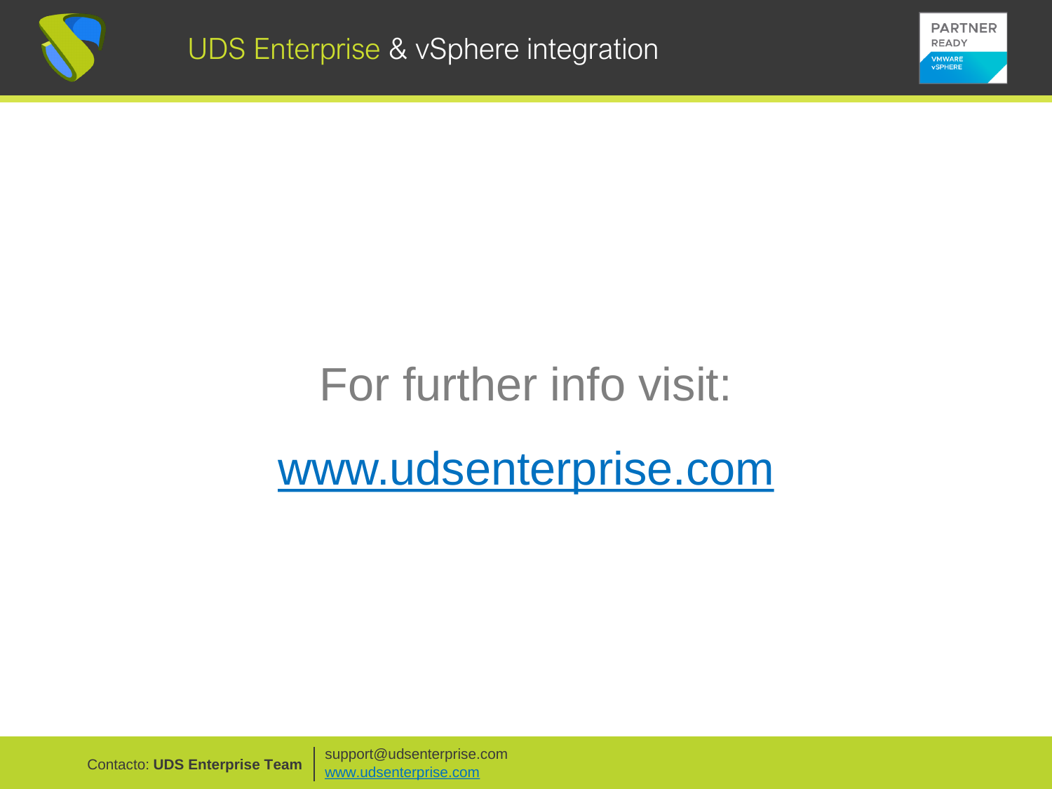For further info visit:

www.udsenterprise.com